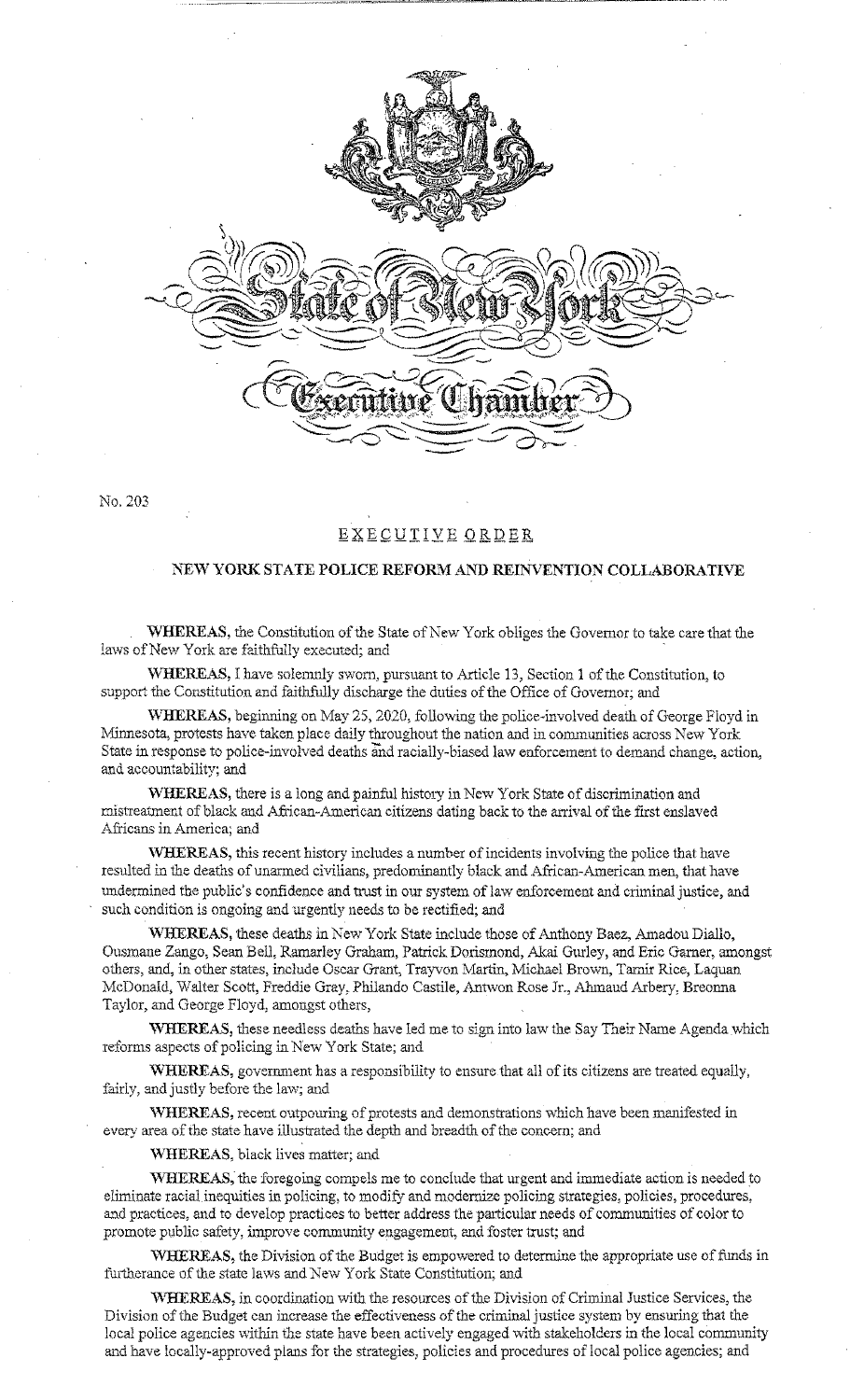# State of New York

## Executive Chamber

No. 203

## EXECUTIVE ORDER

### NEW YORK STATE POLICE REFORM AND REINVENTION COLLABORATIVE

**WHEREAS,** the Constitution of the State of New York obliges the Governor to take care that the laws of New York are faithfully executed; and

**WHEREAS,** I have solemnly sworn, pursuant to Article 13, Section 1 of the Constitution, to support the Constitution and faithfully discharge the duties of the Office of Governor; and

**WHEREAS,** beginning on May 25, 2020, following the police-involved death of George Floyd in Minnesota, protests have taken place daily throughout the nation and in communities across New York State in response to police-involved deaths and racially-biased law enforcement to demand change, action, and accountability; and

**WHEREAS,** there is a long and painful history in New York State of discrimination and mistreatment of black and African-American citizens dating back to the arrival of the first enslaved Africans in America; and

**WHEREAS,** this recent history includes a number of incidents involving the police that have resulted in the deaths of unarmed civilians, predominantly black and African-American men, that have undermined the public's confidence and trust in our system of law enforcement and criminal justice, and such condition is ongoing and urgently needs to be rectified; and

**WHEREAS,** these deaths in New York State include those of Anthony Baez, Amadou Diallo, Ousmane Zango, Sean Bell, Ramarley Graham, Patrick Dorismond, Akai Gurley, and Eric Garner, amongst others, and, in other states, include Oscar Grant, Trayvon Martin, Michael Brown, Tamir Rice, Laquan McDonald, Walter Scott, Freddie Gray, Philando Castile, Antwon Rose Jr., Ahmaud Arbery, Breonna Taylor, and George Floyd, amongst others,

**WHEREAS,** these needless deaths have led me to sign into law the Say Their Name Agenda which reforms aspects of policing in New York State; and

**WHEREAS,** government has a responsibility to ensure that all of its citizens are treated equally, fairly, and justly before the law; and

**WHEREAS,** recent outpouring of protests and demonstrations which have been manifested in every area of the state have illustrated the depth and breadth of the concern; and

**WHEREAS,** black lives matter; and

**WHEREAS,** the foregoing compels me to conclude that urgent and immediate action is needed to eliminate racial inequities in policing, to modify and modernize policing strategies, policies, procedures, and practices, and to develop practices to better address the particular needs of communities of color to promote public safety, improve community engagement, and foster trust; and

**WHEREAS,** the Division of the Budget is empowered to determine the appropriate use of funds in furtherance of the state laws and New York State Constitution; and

**WHEREAS,** in coordination with the resources of the Division of Criminal Justice Services, the Division of the Budget can increase the effectiveness of the criminal justice system by ensuring that the local police agencies within the state have been actively engaged with stakeholders in the local community and have locally-approved plans for the strategies, policies and procedures of local police agencies; and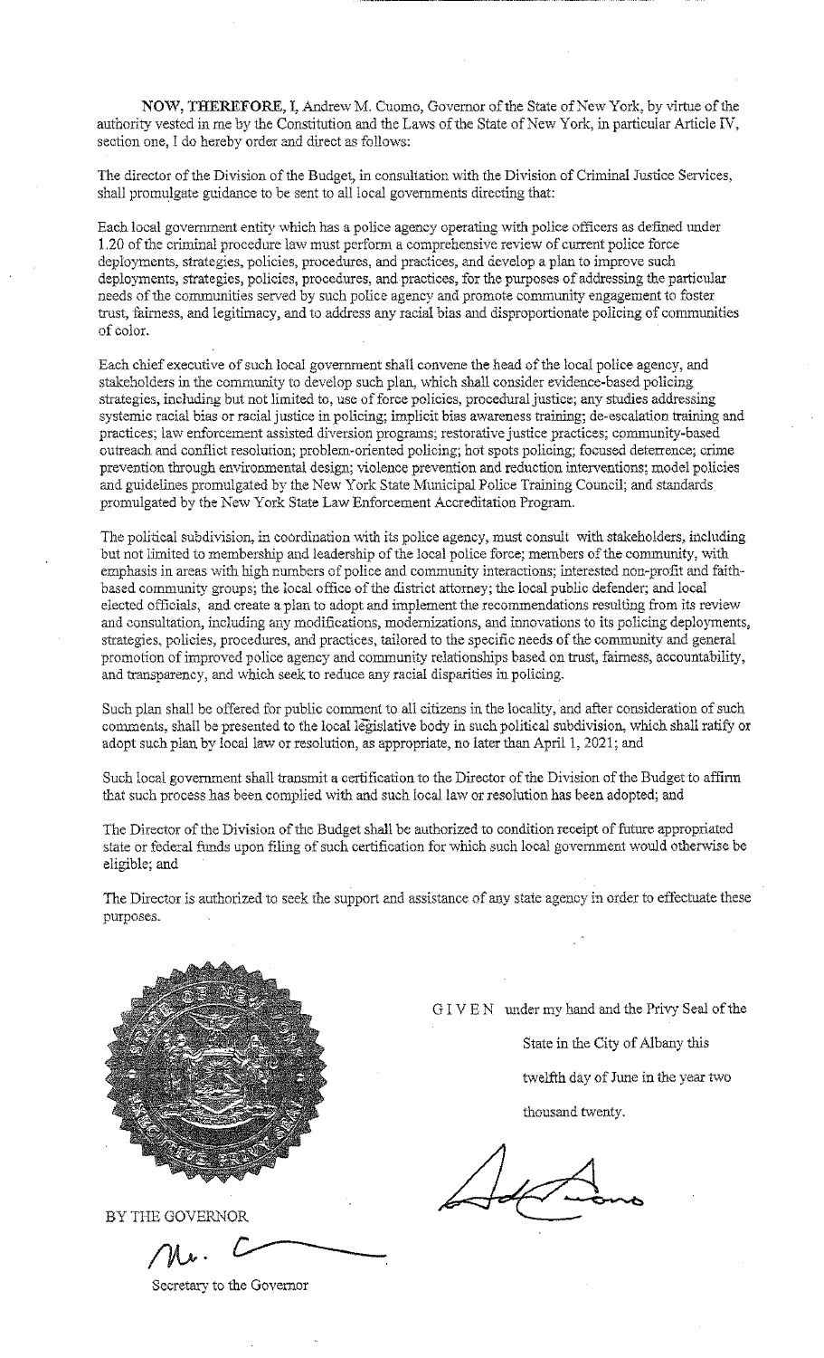**NOW, THEREFORE,** I, Andrew M. Cuomo, Governor of the State of New York, by virtue of the authority vested in me by the Constitution and the Laws of the State of New York, in particular Article IV, section one, I do hereby order and direct as follows:

The director of the Division of the Budget, in consultation with the Division of Criminal Justice Services, shall promulgate guidance to be sent to all local governments directing that:

Each local government entity which has a police agency operating with police officers as defined under 1.20 of the criminal procedure law must perform a comprehensive review of current police force deployments, strategies, policies, procedures, and practices, and develop a plan to improve such deployments, strategies, policies, procedures, and practices, for the purposes of addressing the particular needs of the communities served by such police agency and promote community engagement to foster trust, fairness, and legitimacy, and to address any racial bias and disproportionate policing of communities of color.

Each chief executive of such local government shall convene the head of the local police agency, and stakeholders in the community to develop such plan, which shall consider evidence-based policing strategies, including but not limited to, use of force policies, procedural justice; any studies addressing systemic racial bias or racial justice in policing; implicit bias awareness training; de-escalation training and practices; law enforcement assisted diversion programs; restorative justice practices; community-based outreach and conflict resolution; problem-oriented policing; hot spots policing; focused deterrence; crime prevention through environmental design; violence prevention and reduction interventions; model policies and guidelines promulgated by the New York State Municipal Police Training Council; and standards promulgated by the New York State Law Enforcement Accreditation Program.

The political subdivision, in coordination with its police agency, must consult with stakeholders, including but not limited to membership and leadership of the local police force; members of the community, with emphasis in areas with high numbers of police and community interactions; interested non-profit and faith-based community groups; the local office of the district attorney; the local public defender; and local elected officials, and create a plan to adopt and implement the recommendations resulting from its review and consultation, including any modifications, modernizations, and innovations to its policing deployments, strategies, policies, procedures, and practices, tailored to the specific needs of the community and general promotion of improved police agency and community relationships based on trust, fairness, accountability, and transparency, and which seek to reduce any racial disparities in policing.

Such plan shall be offered for public comment to all citizens in the locality, and after consideration of such comments, shall be presented to the local legislative body in such political subdivision, which shall ratify or adopt such plan by local law or resolution, as appropriate, no later than April 1, 2021; and

Such local government shall transmit a certification to the Director of the Division of the Budget to affirm that such process has been complied with and such local law or resolution has been adopted; and

The Director of the Division of the Budget shall be authorized to condition receipt of future appropriated state or federal funds upon filing of such certification for which such local government would otherwise be eligible; and

The Director is authorized to seek the support and assistance of any state agency in order to effectuate these purposes.

G I V E N under my hand and the Privy Seal of the State in the City of Albany this twelfth day of June in the year two thousand twenty.

BY THE GOVERNOR

Secretary to the Governor